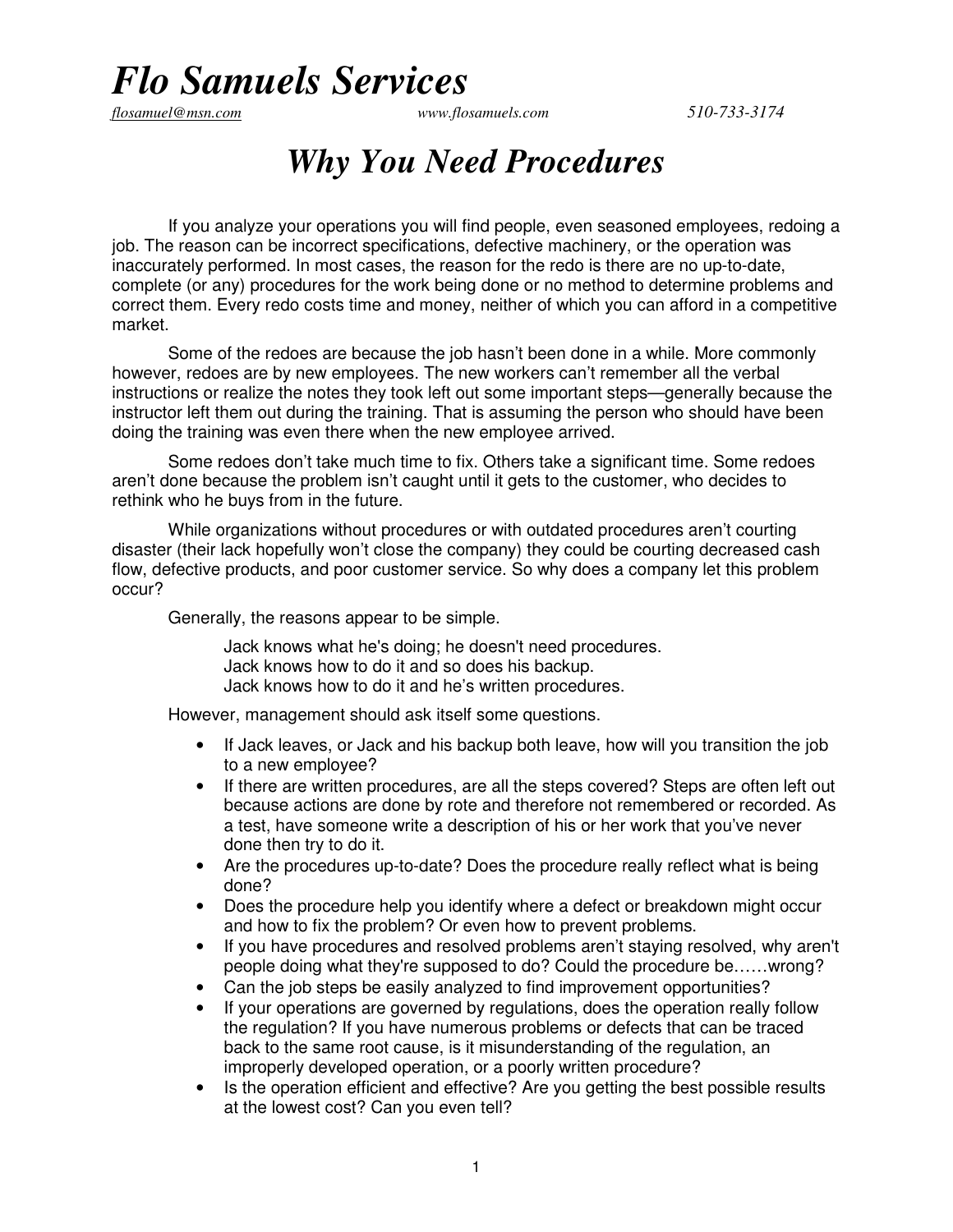// Flo Samuels Services

*flosamuel@msn.com* *www.flosamuels.com* *510-733-3174*

# *Why You Need Procedures*

If you analyze your operations you will find people, even seasoned employees, redoing a job. The reason can be incorrect specifications, defective machinery, or the operation was inaccurately performed. In most cases, the reason for the redo is there are no up-to-date, complete (or any) procedures for the work being done or no method to determine problems and correct them. Every redo costs time and money, neither of which you can afford in a competitive market.

Some of the redoes are because the job hasn't been done in a while. More commonly however, redoes are by new employees. The new workers can't remember all the verbal instructions or realize the notes they took left out some important steps—generally because the instructor left them out during the training. That is assuming the person who should have been doing the training was even there when the new employee arrived.

Some redoes don't take much time to fix. Others take a significant time. Some redoes aren't done because the problem isn't caught until it gets to the customer, who decides to rethink who he buys from in the future.

While organizations without procedures or with outdated procedures aren't courting disaster (their lack hopefully won't close the company) they could be courting decreased cash flow, defective products, and poor customer service. So why does a company let this problem occur?

Generally, the reasons appear to be simple.

> Jack knows what he's doing; he doesn't need procedures.
> Jack knows how to do it and so does his backup.
> Jack knows how to do it and he's written procedures.

However, management should ask itself some questions.

- If Jack leaves, or Jack and his backup both leave, how will you transition the job to a new employee?
- If there are written procedures, are all the steps covered? Steps are often left out because actions are done by rote and therefore not remembered or recorded. As a test, have someone write a description of his or her work that you've never done then try to do it.
- Are the procedures up-to-date? Does the procedure really reflect what is being done?
- Does the procedure help you identify where a defect or breakdown might occur and how to fix the problem? Or even how to prevent problems.
- If you have procedures and resolved problems aren't staying resolved, why aren't people doing what they're supposed to do? Could the procedure be……wrong?
- Can the job steps be easily analyzed to find improvement opportunities?
- If your operations are governed by regulations, does the operation really follow the regulation? If you have numerous problems or defects that can be traced back to the same root cause, is it misunderstanding of the regulation, an improperly developed operation, or a poorly written procedure?
- Is the operation efficient and effective? Are you getting the best possible results at the lowest cost? Can you even tell?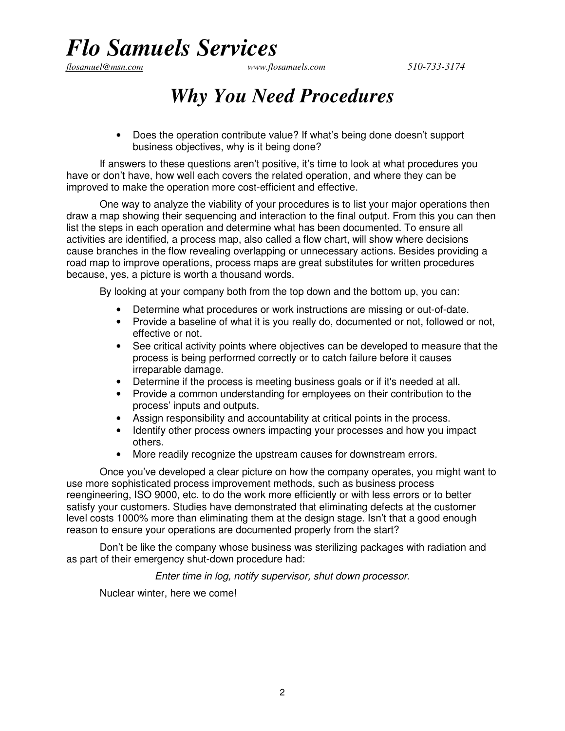# Flo Samuels Services

flosamuel@msn.com www.flosamuels.com 510-733-3174

## *Why You Need Procedures*

- Does the operation contribute value? If what's being done doesn't support business objectives, why is it being done?

If answers to these questions aren't positive, it's time to look at what procedures you have or don't have, how well each covers the related operation, and where they can be improved to make the operation more cost-efficient and effective.

One way to analyze the viability of your procedures is to list your major operations then draw a map showing their sequencing and interaction to the final output. From this you can then list the steps in each operation and determine what has been documented. To ensure all activities are identified, a process map, also called a flow chart, will show where decisions cause branches in the flow revealing overlapping or unnecessary actions. Besides providing a road map to improve operations, process maps are great substitutes for written procedures because, yes, a picture is worth a thousand words.

By looking at your company both from the top down and the bottom up, you can:

- Determine what procedures or work instructions are missing or out-of-date.
- Provide a baseline of what it is you really do, documented or not, followed or not, effective or not.
- See critical activity points where objectives can be developed to measure that the process is being performed correctly or to catch failure before it causes irreparable damage.
- Determine if the process is meeting business goals or if it's needed at all.
- Provide a common understanding for employees on their contribution to the process' inputs and outputs.
- Assign responsibility and accountability at critical points in the process.
- Identify other process owners impacting your processes and how you impact others.
- More readily recognize the upstream causes for downstream errors.

Once you've developed a clear picture on how the company operates, you might want to use more sophisticated process improvement methods, such as business process reengineering, ISO 9000, etc. to do the work more efficiently or with less errors or to better satisfy your customers. Studies have demonstrated that eliminating defects at the customer level costs 1000% more than eliminating them at the design stage. Isn't that a good enough reason to ensure your operations are documented properly from the start?

Don't be like the company whose business was sterilizing packages with radiation and as part of their emergency shut-down procedure had:

*Enter time in log, notify supervisor, shut down processor.*

Nuclear winter, here we come!